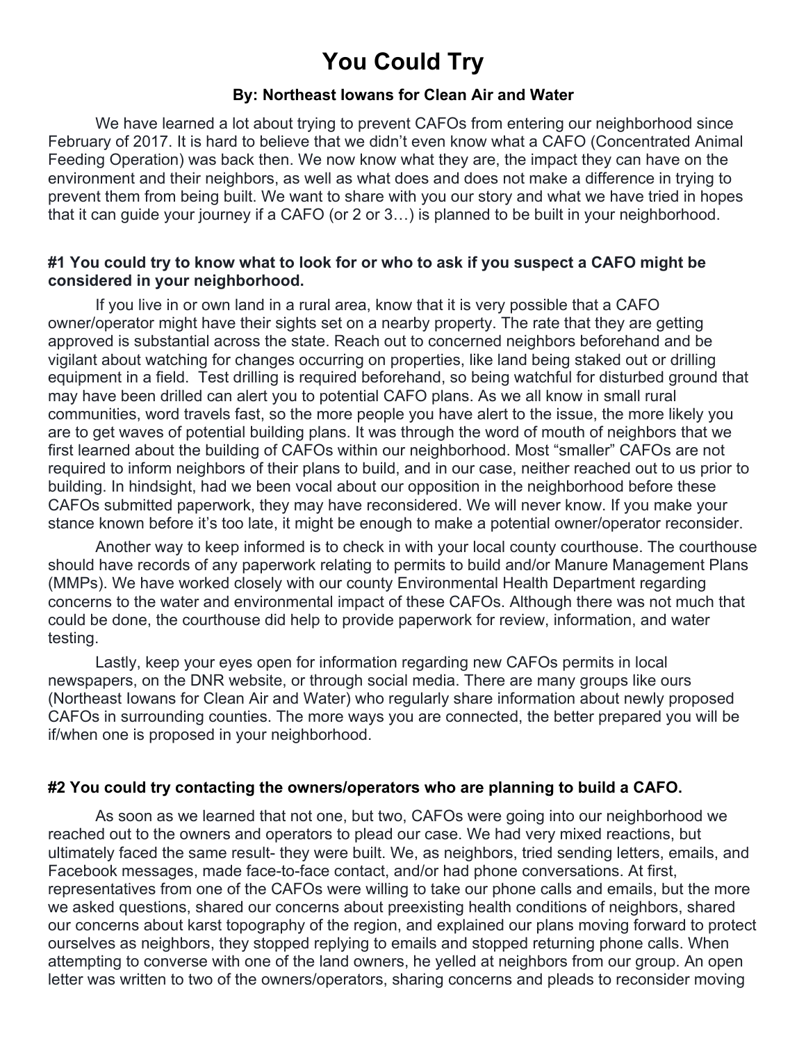# You Could Try

**By: Northeast Iowans for Clean Air and Water**

We have learned a lot about trying to prevent CAFOs from entering our neighborhood since February of 2017. It is hard to believe that we didn't even know what a CAFO (Concentrated Animal Feeding Operation) was back then. We now know what they are, the impact they can have on the environment and their neighbors, as well as what does and does not make a difference in trying to prevent them from being built. We want to share with you our story and what we have tried in hopes that it can guide your journey if a CAFO (or 2 or 3…) is planned to be built in your neighborhood.

### #1 You could try to know what to look for or who to ask if you suspect a CAFO might be considered in your neighborhood.

If you live in or own land in a rural area, know that it is very possible that a CAFO owner/operator might have their sights set on a nearby property. The rate that they are getting approved is substantial across the state. Reach out to concerned neighbors beforehand and be vigilant about watching for changes occurring on properties, like land being staked out or drilling equipment in a field. Test drilling is required beforehand, so being watchful for disturbed ground that may have been drilled can alert you to potential CAFO plans. As we all know in small rural communities, word travels fast, so the more people you have alert to the issue, the more likely you are to get waves of potential building plans. It was through the word of mouth of neighbors that we first learned about the building of CAFOs within our neighborhood. Most "smaller" CAFOs are not required to inform neighbors of their plans to build, and in our case, neither reached out to us prior to building. In hindsight, had we been vocal about our opposition in the neighborhood before these CAFOs submitted paperwork, they may have reconsidered. We will never know. If you make your stance known before it's too late, it might be enough to make a potential owner/operator reconsider.

Another way to keep informed is to check in with your local county courthouse. The courthouse should have records of any paperwork relating to permits to build and/or Manure Management Plans (MMPs). We have worked closely with our county Environmental Health Department regarding concerns to the water and environmental impact of these CAFOs. Although there was not much that could be done, the courthouse did help to provide paperwork for review, information, and water testing.

Lastly, keep your eyes open for information regarding new CAFOs permits in local newspapers, on the DNR website, or through social media. There are many groups like ours (Northeast Iowans for Clean Air and Water) who regularly share information about newly proposed CAFOs in surrounding counties. The more ways you are connected, the better prepared you will be if/when one is proposed in your neighborhood.

### #2 You could try contacting the owners/operators who are planning to build a CAFO.

As soon as we learned that not one, but two, CAFOs were going into our neighborhood we reached out to the owners and operators to plead our case. We had very mixed reactions, but ultimately faced the same result- they were built. We, as neighbors, tried sending letters, emails, and Facebook messages, made face-to-face contact, and/or had phone conversations. At first, representatives from one of the CAFOs were willing to take our phone calls and emails, but the more we asked questions, shared our concerns about preexisting health conditions of neighbors, shared our concerns about karst topography of the region, and explained our plans moving forward to protect ourselves as neighbors, they stopped replying to emails and stopped returning phone calls. When attempting to converse with one of the land owners, he yelled at neighbors from our group. An open letter was written to two of the owners/operators, sharing concerns and pleads to reconsider moving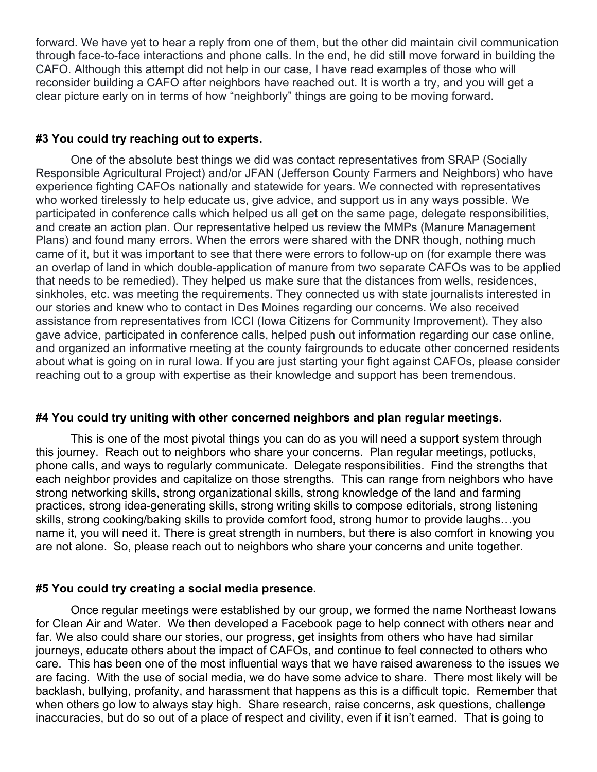forward. We have yet to hear a reply from one of them, but the other did maintain civil communication through face-to-face interactions and phone calls. In the end, he did still move forward in building the CAFO. Although this attempt did not help in our case, I have read examples of those who will reconsider building a CAFO after neighbors have reached out. It is worth a try, and you will get a clear picture early on in terms of how "neighborly" things are going to be moving forward.

#### **#3 You could try reaching out to experts.**

One of the absolute best things we did was contact representatives from SRAP (Socially Responsible Agricultural Project) and/or JFAN (Jefferson County Farmers and Neighbors) who have experience fighting CAFOs nationally and statewide for years. We connected with representatives who worked tirelessly to help educate us, give advice, and support us in any ways possible. We participated in conference calls which helped us all get on the same page, delegate responsibilities, and create an action plan. Our representative helped us review the MMPs (Manure Management Plans) and found many errors. When the errors were shared with the DNR though, nothing much came of it, but it was important to see that there were errors to follow-up on (for example there was an overlap of land in which double-application of manure from two separate CAFOs was to be applied that needs to be remedied). They helped us make sure that the distances from wells, residences, sinkholes, etc. was meeting the requirements. They connected us with state journalists interested in our stories and knew who to contact in Des Moines regarding our concerns. We also received assistance from representatives from ICCI (Iowa Citizens for Community Improvement). They also gave advice, participated in conference calls, helped push out information regarding our case online, and organized an informative meeting at the county fairgrounds to educate other concerned residents about what is going on in rural Iowa. If you are just starting your fight against CAFOs, please consider reaching out to a group with expertise as their knowledge and support has been tremendous.

#### **#4 You could try uniting with other concerned neighbors and plan regular meetings.**

This is one of the most pivotal things you can do as you will need a support system through this journey. Reach out to neighbors who share your concerns. Plan regular meetings, potlucks, phone calls, and ways to regularly communicate. Delegate responsibilities. Find the strengths that each neighbor provides and capitalize on those strengths. This can range from neighbors who have strong networking skills, strong organizational skills, strong knowledge of the land and farming practices, strong idea-generating skills, strong writing skills to compose editorials, strong listening skills, strong cooking/baking skills to provide comfort food, strong humor to provide laughs…you name it, you will need it. There is great strength in numbers, but there is also comfort in knowing you are not alone. So, please reach out to neighbors who share your concerns and unite together.

#### **#5 You could try creating a social media presence.**

Once regular meetings were established by our group, we formed the name Northeast Iowans for Clean Air and Water. We then developed a Facebook page to help connect with others near and far. We also could share our stories, our progress, get insights from others who have had similar journeys, educate others about the impact of CAFOs, and continue to feel connected to others who care. This has been one of the most influential ways that we have raised awareness to the issues we are facing. With the use of social media, we do have some advice to share. There most likely will be backlash, bullying, profanity, and harassment that happens as this is a difficult topic. Remember that when others go low to always stay high. Share research, raise concerns, ask questions, challenge inaccuracies, but do so out of a place of respect and civility, even if it isn't earned. That is going to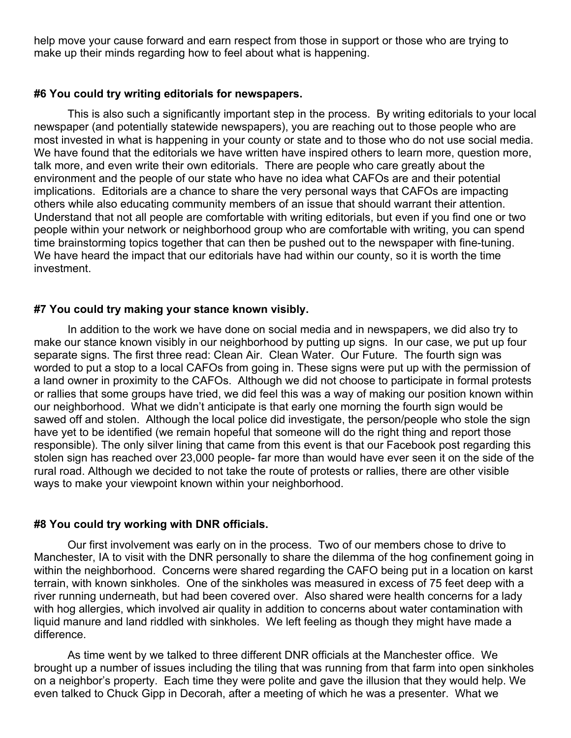help move your cause forward and earn respect from those in support or those who are trying to make up their minds regarding how to feel about what is happening.

**#6 You could try writing editorials for newspapers.**

This is also such a significantly important step in the process. By writing editorials to your local newspaper (and potentially statewide newspapers), you are reaching out to those people who are most invested in what is happening in your county or state and to those who do not use social media. We have found that the editorials we have written have inspired others to learn more, question more, talk more, and even write their own editorials. There are people who care greatly about the environment and the people of our state who have no idea what CAFOs are and their potential implications. Editorials are a chance to share the very personal ways that CAFOs are impacting others while also educating community members of an issue that should warrant their attention. Understand that not all people are comfortable with writing editorials, but even if you find one or two people within your network or neighborhood group who are comfortable with writing, you can spend time brainstorming topics together that can then be pushed out to the newspaper with fine-tuning. We have heard the impact that our editorials have had within our county, so it is worth the time investment.

**#7 You could try making your stance known visibly.**

In addition to the work we have done on social media and in newspapers, we did also try to make our stance known visibly in our neighborhood by putting up signs. In our case, we put up four separate signs. The first three read: Clean Air. Clean Water. Our Future. The fourth sign was worded to put a stop to a local CAFOs from going in. These signs were put up with the permission of a land owner in proximity to the CAFOs. Although we did not choose to participate in formal protests or rallies that some groups have tried, we did feel this was a way of making our position known within our neighborhood. What we didn't anticipate is that early one morning the fourth sign would be sawed off and stolen. Although the local police did investigate, the person/people who stole the sign have yet to be identified (we remain hopeful that someone will do the right thing and report those responsible). The only silver lining that came from this event is that our Facebook post regarding this stolen sign has reached over 23,000 people- far more than would have ever seen it on the side of the rural road. Although we decided to not take the route of protests or rallies, there are other visible ways to make your viewpoint known within your neighborhood.

**#8 You could try working with DNR officials.**

Our first involvement was early on in the process. Two of our members chose to drive to Manchester, IA to visit with the DNR personally to share the dilemma of the hog confinement going in within the neighborhood. Concerns were shared regarding the CAFO being put in a location on karst terrain, with known sinkholes. One of the sinkholes was measured in excess of 75 feet deep with a river running underneath, but had been covered over. Also shared were health concerns for a lady with hog allergies, which involved air quality in addition to concerns about water contamination with liquid manure and land riddled with sinkholes. We left feeling as though they might have made a difference.

As time went by we talked to three different DNR officials at the Manchester office. We brought up a number of issues including the tiling that was running from that farm into open sinkholes on a neighbor's property. Each time they were polite and gave the illusion that they would help. We even talked to Chuck Gipp in Decorah, after a meeting of which he was a presenter. What we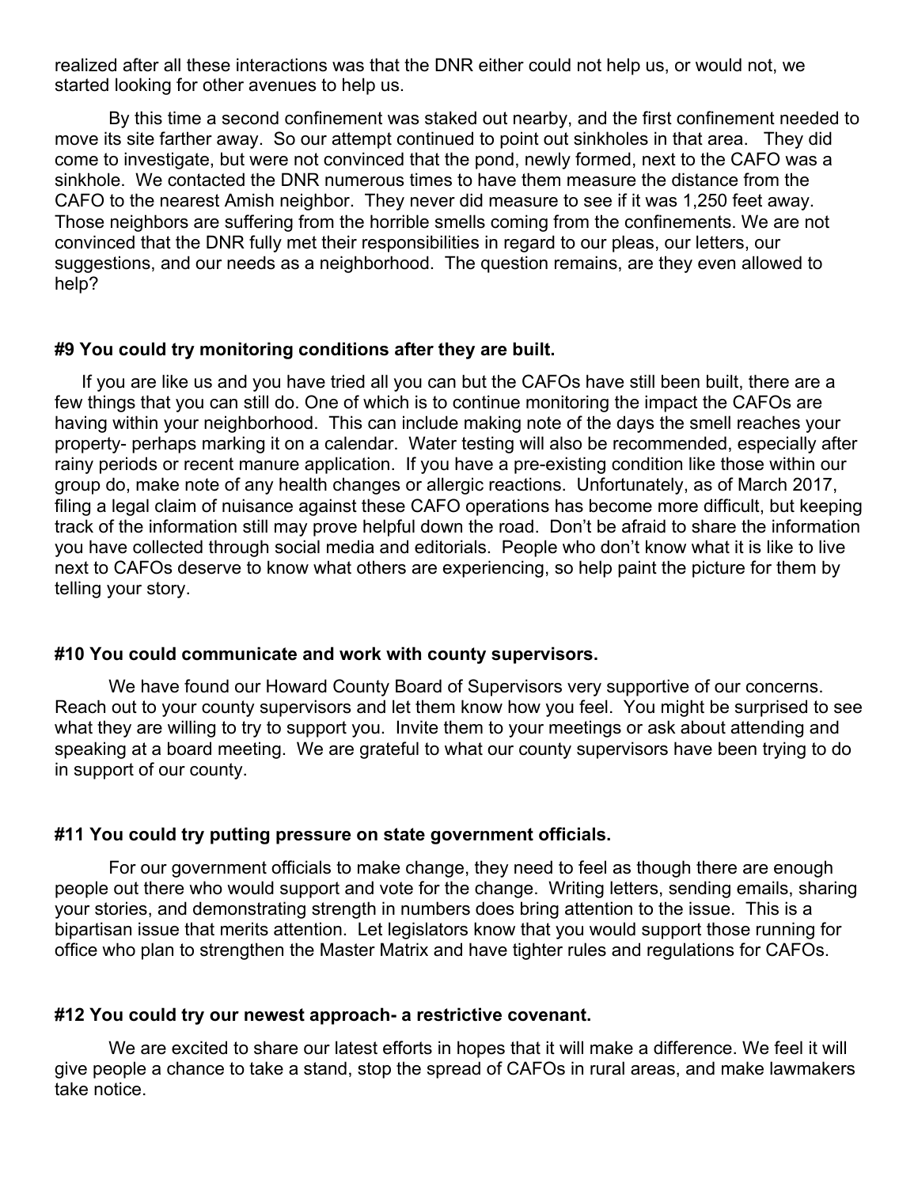realized after all these interactions was that the DNR either could not help us, or would not, we started looking for other avenues to help us.

By this time a second confinement was staked out nearby, and the first confinement needed to move its site farther away. So our attempt continued to point out sinkholes in that area. They did come to investigate, but were not convinced that the pond, newly formed, next to the CAFO was a sinkhole. We contacted the DNR numerous times to have them measure the distance from the CAFO to the nearest Amish neighbor. They never did measure to see if it was 1,250 feet away. Those neighbors are suffering from the horrible smells coming from the confinements. We are not convinced that the DNR fully met their responsibilities in regard to our pleas, our letters, our suggestions, and our needs as a neighborhood. The question remains, are they even allowed to help?

### #9 You could try monitoring conditions after they are built.

If you are like us and you have tried all you can but the CAFOs have still been built, there are a few things that you can still do. One of which is to continue monitoring the impact the CAFOs are having within your neighborhood. This can include making note of the days the smell reaches your property- perhaps marking it on a calendar. Water testing will also be recommended, especially after rainy periods or recent manure application. If you have a pre-existing condition like those within our group do, make note of any health changes or allergic reactions. Unfortunately, as of March 2017, filing a legal claim of nuisance against these CAFO operations has become more difficult, but keeping track of the information still may prove helpful down the road. Don't be afraid to share the information you have collected through social media and editorials. People who don't know what it is like to live next to CAFOs deserve to know what others are experiencing, so help paint the picture for them by telling your story.

### #10 You could communicate and work with county supervisors.

We have found our Howard County Board of Supervisors very supportive of our concerns. Reach out to your county supervisors and let them know how you feel. You might be surprised to see what they are willing to try to support you. Invite them to your meetings or ask about attending and speaking at a board meeting. We are grateful to what our county supervisors have been trying to do in support of our county.

### #11 You could try putting pressure on state government officials.

For our government officials to make change, they need to feel as though there are enough people out there who would support and vote for the change. Writing letters, sending emails, sharing your stories, and demonstrating strength in numbers does bring attention to the issue. This is a bipartisan issue that merits attention. Let legislators know that you would support those running for office who plan to strengthen the Master Matrix and have tighter rules and regulations for CAFOs.

### #12 You could try our newest approach- a restrictive covenant.

We are excited to share our latest efforts in hopes that it will make a difference. We feel it will give people a chance to take a stand, stop the spread of CAFOs in rural areas, and make lawmakers take notice.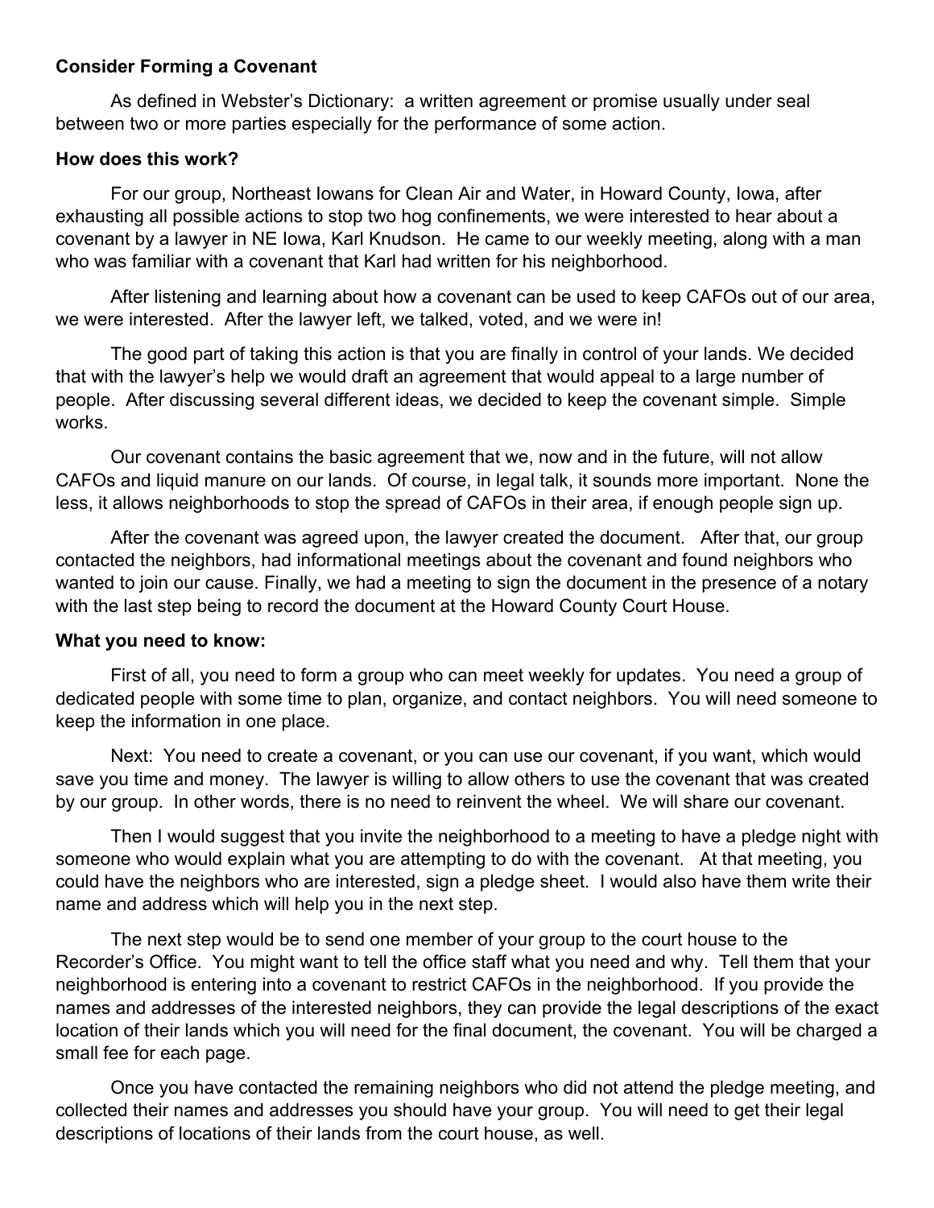**Consider Forming a Covenant**

As defined in Webster's Dictionary: a written agreement or promise usually under seal between two or more parties especially for the performance of some action.

**How does this work?**

For our group, Northeast Iowans for Clean Air and Water, in Howard County, Iowa, after exhausting all possible actions to stop two hog confinements, we were interested to hear about a covenant by a lawyer in NE Iowa, Karl Knudson. He came to our weekly meeting, along with a man who was familiar with a covenant that Karl had written for his neighborhood.

After listening and learning about how a covenant can be used to keep CAFOs out of our area, we were interested. After the lawyer left, we talked, voted, and we were in!

The good part of taking this action is that you are finally in control of your lands. We decided that with the lawyer's help we would draft an agreement that would appeal to a large number of people. After discussing several different ideas, we decided to keep the covenant simple. Simple works.

Our covenant contains the basic agreement that we, now and in the future, will not allow CAFOs and liquid manure on our lands. Of course, in legal talk, it sounds more important. None the less, it allows neighborhoods to stop the spread of CAFOs in their area, if enough people sign up.

After the covenant was agreed upon, the lawyer created the document. After that, our group contacted the neighbors, had informational meetings about the covenant and found neighbors who wanted to join our cause. Finally, we had a meeting to sign the document in the presence of a notary with the last step being to record the document at the Howard County Court House.

**What you need to know:**

First of all, you need to form a group who can meet weekly for updates. You need a group of dedicated people with some time to plan, organize, and contact neighbors. You will need someone to keep the information in one place.

Next: You need to create a covenant, or you can use our covenant, if you want, which would save you time and money. The lawyer is willing to allow others to use the covenant that was created by our group. In other words, there is no need to reinvent the wheel. We will share our covenant.

Then I would suggest that you invite the neighborhood to a meeting to have a pledge night with someone who would explain what you are attempting to do with the covenant. At that meeting, you could have the neighbors who are interested, sign a pledge sheet. I would also have them write their name and address which will help you in the next step.

The next step would be to send one member of your group to the court house to the Recorder's Office. You might want to tell the office staff what you need and why. Tell them that your neighborhood is entering into a covenant to restrict CAFOs in the neighborhood. If you provide the names and addresses of the interested neighbors, they can provide the legal descriptions of the exact location of their lands which you will need for the final document, the covenant. You will be charged a small fee for each page.

Once you have contacted the remaining neighbors who did not attend the pledge meeting, and collected their names and addresses you should have your group. You will need to get their legal descriptions of locations of their lands from the court house, as well.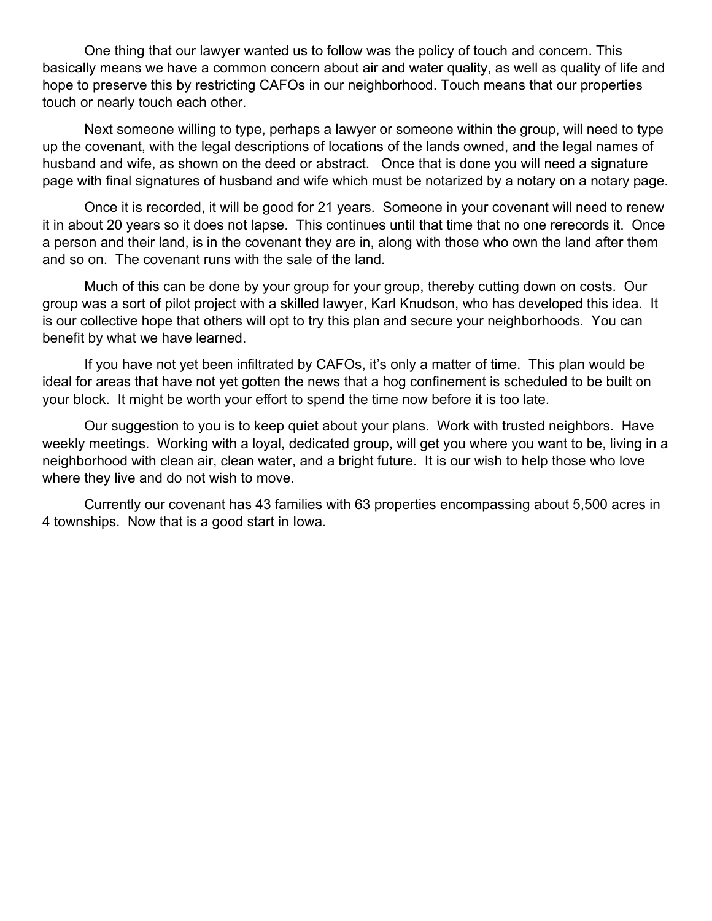One thing that our lawyer wanted us to follow was the policy of touch and concern. This basically means we have a common concern about air and water quality, as well as quality of life and hope to preserve this by restricting CAFOs in our neighborhood. Touch means that our properties touch or nearly touch each other.

Next someone willing to type, perhaps a lawyer or someone within the group, will need to type up the covenant, with the legal descriptions of locations of the lands owned, and the legal names of husband and wife, as shown on the deed or abstract. Once that is done you will need a signature page with final signatures of husband and wife which must be notarized by a notary on a notary page.

Once it is recorded, it will be good for 21 years. Someone in your covenant will need to renew it in about 20 years so it does not lapse. This continues until that time that no one rerecords it. Once a person and their land, is in the covenant they are in, along with those who own the land after them and so on. The covenant runs with the sale of the land.

Much of this can be done by your group for your group, thereby cutting down on costs. Our group was a sort of pilot project with a skilled lawyer, Karl Knudson, who has developed this idea. It is our collective hope that others will opt to try this plan and secure your neighborhoods. You can benefit by what we have learned.

If you have not yet been infiltrated by CAFOs, it's only a matter of time. This plan would be ideal for areas that have not yet gotten the news that a hog confinement is scheduled to be built on your block. It might be worth your effort to spend the time now before it is too late.

Our suggestion to you is to keep quiet about your plans. Work with trusted neighbors. Have weekly meetings. Working with a loyal, dedicated group, will get you where you want to be, living in a neighborhood with clean air, clean water, and a bright future. It is our wish to help those who love where they live and do not wish to move.

Currently our covenant has 43 families with 63 properties encompassing about 5,500 acres in 4 townships. Now that is a good start in Iowa.